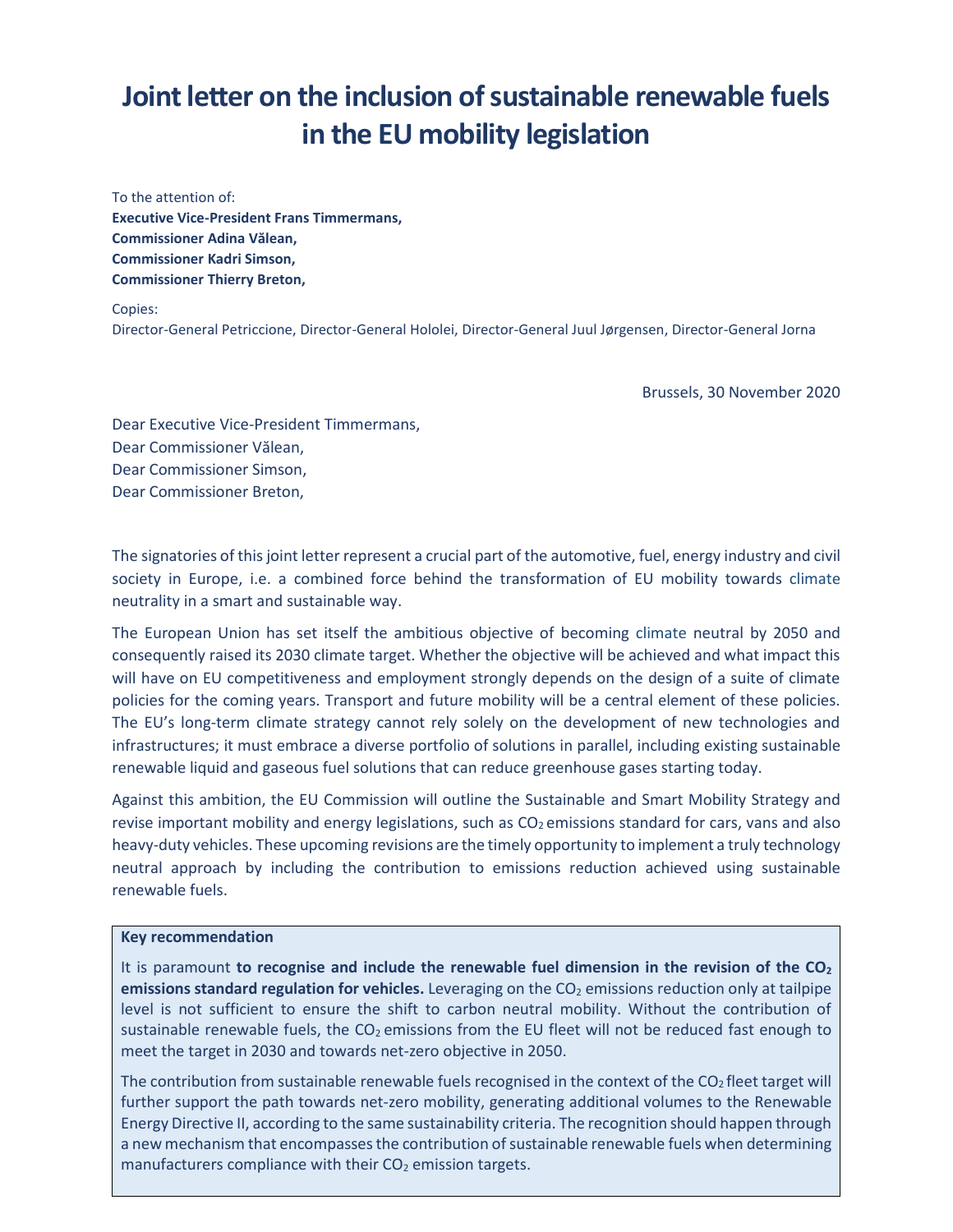# Joint letter on the inclusion of sustainable renewable fuels in the EU mobility legislation

To the attention of:
**Executive Vice-President Frans Timmermans,**
**Commissioner Adina Vălean,**
**Commissioner Kadri Simson,**
**Commissioner Thierry Breton,**

Copies:
Director-General Petriccione, Director-General Hololei, Director-General Juul Jørgensen, Director-General Jorna

Brussels, 30 November 2020

Dear Executive Vice-President Timmermans,
Dear Commissioner Vălean,
Dear Commissioner Simson,
Dear Commissioner Breton,

The signatories of this joint letter represent a crucial part of the automotive, fuel, energy industry and civil society in Europe, i.e. a combined force behind the transformation of EU mobility towards climate neutrality in a smart and sustainable way.

The European Union has set itself the ambitious objective of becoming climate neutral by 2050 and consequently raised its 2030 climate target. Whether the objective will be achieved and what impact this will have on EU competitiveness and employment strongly depends on the design of a suite of climate policies for the coming years. Transport and future mobility will be a central element of these policies. The EU's long-term climate strategy cannot rely solely on the development of new technologies and infrastructures; it must embrace a diverse portfolio of solutions in parallel, including existing sustainable renewable liquid and gaseous fuel solutions that can reduce greenhouse gases starting today.

Against this ambition, the EU Commission will outline the Sustainable and Smart Mobility Strategy and revise important mobility and energy legislations, such as $CO_2$ emissions standard for cars, vans and also heavy-duty vehicles. These upcoming revisions are the timely opportunity to implement a truly technology neutral approach by including the contribution to emissions reduction achieved using sustainable renewable fuels.

**Key recommendation**

It is paramount **to recognise and include the renewable fuel dimension in the revision of the $CO_2$ emissions standard regulation for vehicles.** Leveraging on the $CO_2$ emissions reduction only at tailpipe level is not sufficient to ensure the shift to carbon neutral mobility. Without the contribution of sustainable renewable fuels, the $CO_2$ emissions from the EU fleet will not be reduced fast enough to meet the target in 2030 and towards net-zero objective in 2050.

The contribution from sustainable renewable fuels recognised in the context of the $CO_2$ fleet target will further support the path towards net-zero mobility, generating additional volumes to the Renewable Energy Directive II, according to the same sustainability criteria. The recognition should happen through a new mechanism that encompasses the contribution of sustainable renewable fuels when determining manufacturers compliance with their $CO_2$ emission targets.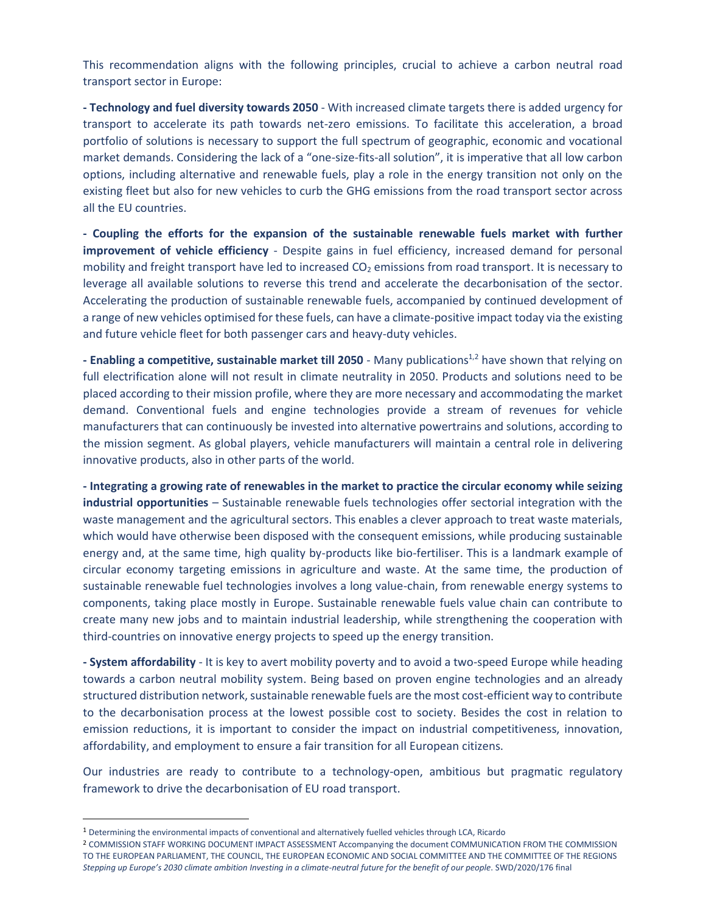This recommendation aligns with the following principles, crucial to achieve a carbon neutral road transport sector in Europe:

**- Technology and fuel diversity towards 2050** - With increased climate targets there is added urgency for transport to accelerate its path towards net-zero emissions. To facilitate this acceleration, a broad portfolio of solutions is necessary to support the full spectrum of geographic, economic and vocational market demands. Considering the lack of a "one-size-fits-all solution", it is imperative that all low carbon options, including alternative and renewable fuels, play a role in the energy transition not only on the existing fleet but also for new vehicles to curb the GHG emissions from the road transport sector across all the EU countries.

**- Coupling the efforts for the expansion of the sustainable renewable fuels market with further improvement of vehicle efficiency** - Despite gains in fuel efficiency, increased demand for personal mobility and freight transport have led to increased $CO_2$ emissions from road transport. It is necessary to leverage all available solutions to reverse this trend and accelerate the decarbonisation of the sector. Accelerating the production of sustainable renewable fuels, accompanied by continued development of a range of new vehicles optimised for these fuels, can have a climate-positive impact today via the existing and future vehicle fleet for both passenger cars and heavy-duty vehicles.

**- Enabling a competitive, sustainable market till 2050** - Many publications[1,2] have shown that relying on full electrification alone will not result in climate neutrality in 2050. Products and solutions need to be placed according to their mission profile, where they are more necessary and accommodating the market demand. Conventional fuels and engine technologies provide a stream of revenues for vehicle manufacturers that can continuously be invested into alternative powertrains and solutions, according to the mission segment. As global players, vehicle manufacturers will maintain a central role in delivering innovative products, also in other parts of the world.

**- Integrating a growing rate of renewables in the market to practice the circular economy while seizing industrial opportunities** – Sustainable renewable fuels technologies offer sectorial integration with the waste management and the agricultural sectors. This enables a clever approach to treat waste materials, which would have otherwise been disposed with the consequent emissions, while producing sustainable energy and, at the same time, high quality by-products like bio-fertiliser. This is a landmark example of circular economy targeting emissions in agriculture and waste. At the same time, the production of sustainable renewable fuel technologies involves a long value-chain, from renewable energy systems to components, taking place mostly in Europe. Sustainable renewable fuels value chain can contribute to create many new jobs and to maintain industrial leadership, while strengthening the cooperation with third-countries on innovative energy projects to speed up the energy transition.

**- System affordability** - It is key to avert mobility poverty and to avoid a two-speed Europe while heading towards a carbon neutral mobility system. Being based on proven engine technologies and an already structured distribution network, sustainable renewable fuels are the most cost-efficient way to contribute to the decarbonisation process at the lowest possible cost to society. Besides the cost in relation to emission reductions, it is important to consider the impact on industrial competitiveness, innovation, affordability, and employment to ensure a fair transition for all European citizens.

Our industries are ready to contribute to a technology-open, ambitious but pragmatic regulatory framework to drive the decarbonisation of EU road transport.

---

[1] Determining the environmental impacts of conventional and alternatively fuelled vehicles through LCA, Ricardo

[2] COMMISSION STAFF WORKING DOCUMENT IMPACT ASSESSMENT Accompanying the document COMMUNICATION FROM THE COMMISSION TO THE EUROPEAN PARLIAMENT, THE COUNCIL, THE EUROPEAN ECONOMIC AND SOCIAL COMMITTEE AND THE COMMITTEE OF THE REGIONS *Stepping up Europe's 2030 climate ambition Investing in a climate-neutral future for the benefit of our people*. SWD/2020/176 final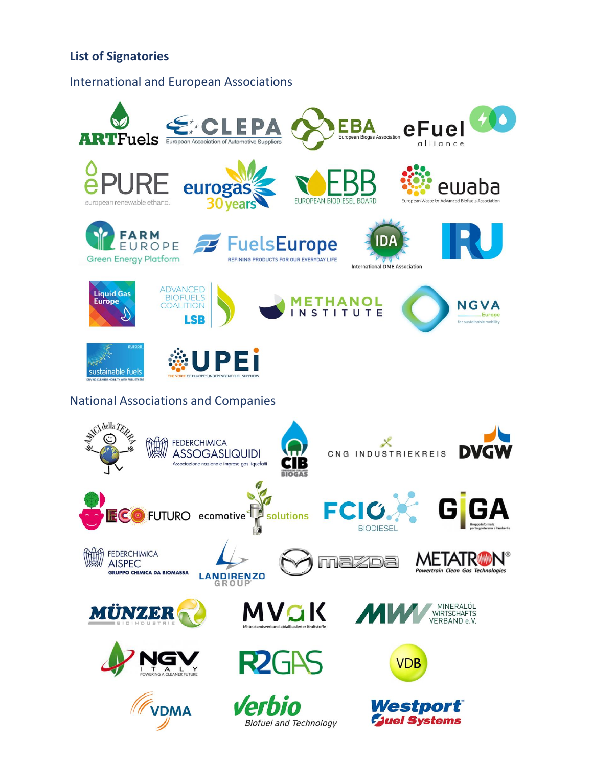### List of Signatories

## International and European Associations

ARTFuels
CLEPA European Association of Automotive Suppliers
EBA European Biogas Association
eFuel alliance
ePURE european renewable ethanol
eurogas 30 years
EBB EUROPEAN BIODIESEL BOARD
ewaba European Waste-to-Advanced Biofuels Association
FARM EUROPE Green Energy Platform
FuelsEurope REFINING PRODUCTS FOR OUR EVERYDAY LIFE
IDA International DME Association
IRU
Liquid Gas Europe
ADVANCED BIOFUELS COALITION LSB
METHANOL INSTITUTE
NGVA Europe for sustainable mobility
europe sustainable fuels DRIVING CLEANER MOBILITY WITH FUEL ETHERS
UPEI THE VOICE OF EUROPE'S INDEPENDENT FUEL SUPPLIERS

## National Associations and Companies

AMICI della TERRA
FEDERCHIMICA ASSOGASLIQUIDI Associazione nazionale imprese gas liquefatti
CIB CONSORZIO ITALIANO BIOGAS
CNG INDUSTRIEKREIS
DVGW
ECO FUTURO
ecomotive solutions
FCIO BIODIESEL
GIGA Gruppo Informale per la geotermia e l'ambiente
FEDERCHIMICA AISPEC GRUPPO CHIMICA DA BIOMASSA
LANDIRENZO GROUP
mazda
METATRON Powertrain Clean Gas Technologies
MÜNZER BIOINDUSTRIE
MVaK Mittelstandsverband abfallbasierter Kraftstoffe
MWV MINERALÖL WIRTSCHAFTS VERBAND e.V.
NGV ITALY POWERING A CLEANER FUTURE
R2GAS
VDB
VDMA
verbio Biofuel and Technology
Westport Fuel Systems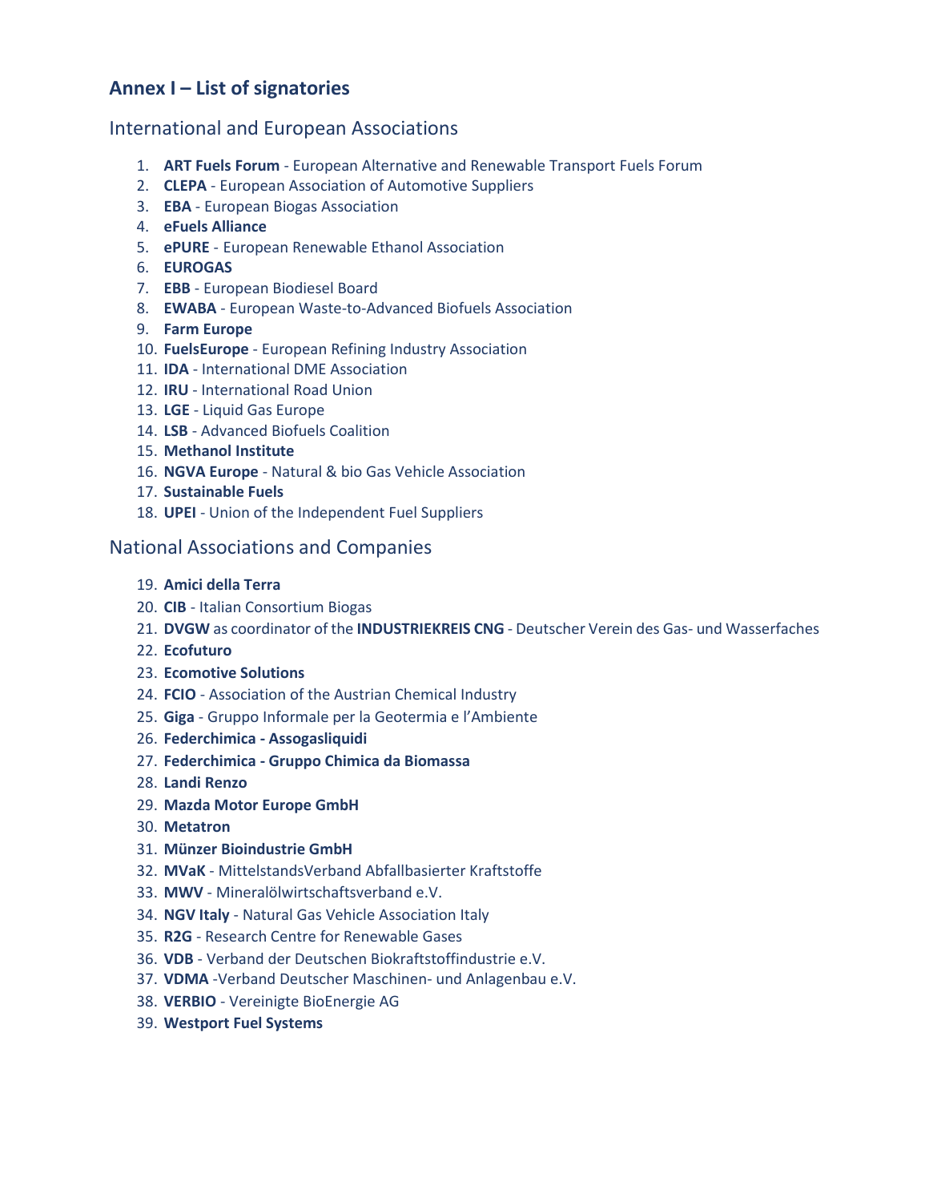## Annex I – List of signatories

### International and European Associations

1. **ART Fuels Forum** - European Alternative and Renewable Transport Fuels Forum
2. **CLEPA** - European Association of Automotive Suppliers
3. **EBA** - European Biogas Association
4. **eFuels Alliance**
5. **ePURE** - European Renewable Ethanol Association
6. **EUROGAS**
7. **EBB** - European Biodiesel Board
8. **EWABA** - European Waste-to-Advanced Biofuels Association
9. **Farm Europe**
10. **FuelsEurope** - European Refining Industry Association
11. **IDA** - International DME Association
12. **IRU** - International Road Union
13. **LGE** - Liquid Gas Europe
14. **LSB** - Advanced Biofuels Coalition
15. **Methanol Institute**
16. **NGVA Europe** - Natural & bio Gas Vehicle Association
17. **Sustainable Fuels**
18. **UPEI** - Union of the Independent Fuel Suppliers

### National Associations and Companies

19. **Amici della Terra**
20. **CIB** - Italian Consortium Biogas
21. **DVGW** as coordinator of the **INDUSTRIEKREIS CNG** - Deutscher Verein des Gas- und Wasserfaches
22. **Ecofuturo**
23. **Ecomotive Solutions**
24. **FCIO** - Association of the Austrian Chemical Industry
25. **Giga** - Gruppo Informale per la Geotermia e l'Ambiente
26. **Federchimica - Assogasliquidi**
27. **Federchimica - Gruppo Chimica da Biomassa**
28. **Landi Renzo**
29. **Mazda Motor Europe GmbH**
30. **Metatron**
31. **Münzer Bioindustrie GmbH**
32. **MVaK** - MittelstandsVerband Abfallbasierter Kraftstoffe
33. **MWV** - Mineralölwirtschaftsverband e.V.
34. **NGV Italy** - Natural Gas Vehicle Association Italy
35. **R2G** - Research Centre for Renewable Gases
36. **VDB** - Verband der Deutschen Biokraftstoffindustrie e.V.
37. **VDMA** -Verband Deutscher Maschinen- und Anlagenbau e.V.
38. **VERBIO** - Vereinigte BioEnergie AG
39. **Westport Fuel Systems**